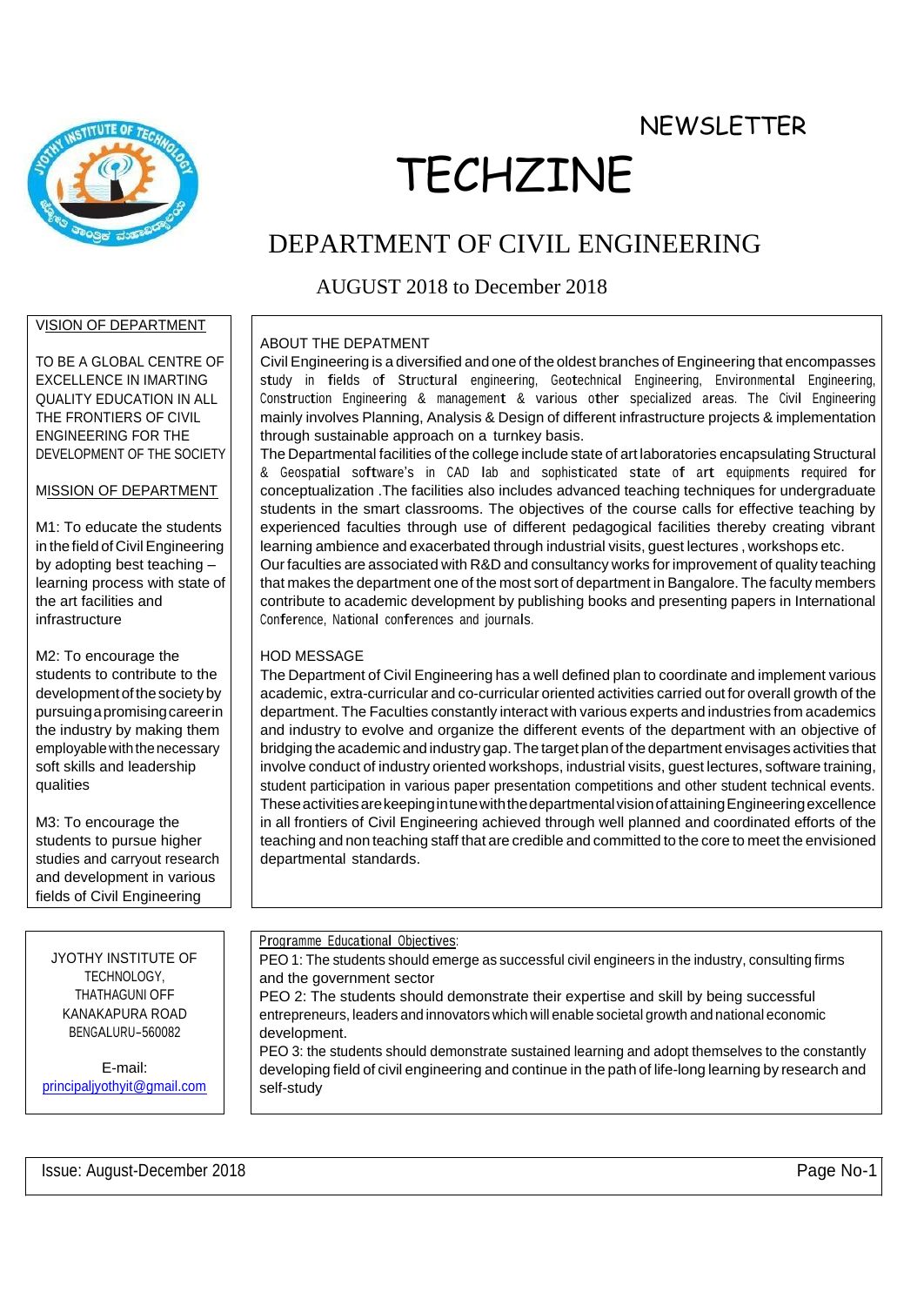# NEWSLETTER

# TECHZINE

## DEPARTMENT OF CIVIL ENGINEERING

### AUGUST 2018 to December 2018

## VISION OF DEPARTMENT

TO BE A GLOBAL CENTRE OF EXCELLENCE IN IMARTING QUALITY EDUCATION IN ALL THE FRONTIERS OF CIVIL ENGINEERING FOR THE DEVELOPMENT OF THE SOCIETY

## MISSION OF DEPARTMENT

M1: To educate the students in the field of Civil Engineering by adopting best teaching – learning process with state of the art facilities and infrastructure

M2: To encourage the students to contribute to the development of the society by pursuing a promising career in the industry by making them employable with the necessary soft skills and leadership qualities

M3: To encourage the students to pursue higher studies and carryout research and development in various fields of Civil Engineering

## ABOUT THE DEPATMENT

Civil Engineering is a diversified and one of the oldest branches of Engineering that encompasses study in fields of Structural engineering, Geotechnical Engineering, Environmental Engineering, Construction Engineering & management & various other specialized areas. The Civil Engineering mainly involves Planning, Analysis & Design of different infrastructure projects & implementation through sustainable approach on a turnkey basis.

The Departmental facilities of the college include state of art laboratories encapsulating Structural & Geospatial software's in CAD lab and sophisticated state of art equipments required for conceptualization .The facilities also includes advanced teaching techniques for undergraduate students in the smart classrooms. The objectives of the course calls for effective teaching by experienced faculties through use of different pedagogical facilities thereby creating vibrant learning ambience and exacerbated through industrial visits, guest lectures , workshops etc.

Our faculties are associated with R&D and consultancy works for improvement of quality teaching that makes the department one of the most sort of department in Bangalore. The faculty members contribute to academic development by publishing books and presenting papers in International Conference, National conferences and journals.

## HOD MESSAGE

The Department of Civil Engineering has a well defined plan to coordinate and implement various academic, extra-curricular and co-curricular oriented activities carried out for overall growth of the department. The Faculties constantly interact with various experts and industries from academics and industry to evolve and organize the different events of the department with an objective of bridging the academic and industry gap. The target plan of the department envisages activities that involve conduct of industry oriented workshops, industrial visits, guest lectures, software training, student participation in various paper presentation competitions and other student technical events. These activities are keeping in tune with the departmental vision of attaining Engineering excellence in all frontiers of Civil Engineering achieved through well planned and coordinated efforts of the teaching and non teaching staff that are credible and committed to the core to meet the envisioned departmental standards.

JYOTHY INSTITUTE OF TECHNOLOGY,
THATHAGUNI OFF
KANAKAPURA ROAD
BENGALURU-560082

E-mail:
principaljyothyit@gmail.com

## Programme Educational Objectives:

PEO 1: The students should emerge as successful civil engineers in the industry, consulting firms and the government sector

PEO 2: The students should demonstrate their expertise and skill by being successful entrepreneurs, leaders and innovators which will enable societal growth and national economic development.

PEO 3: the students should demonstrate sustained learning and adopt themselves to the constantly developing field of civil engineering and continue in the path of life-long learning by research and self-study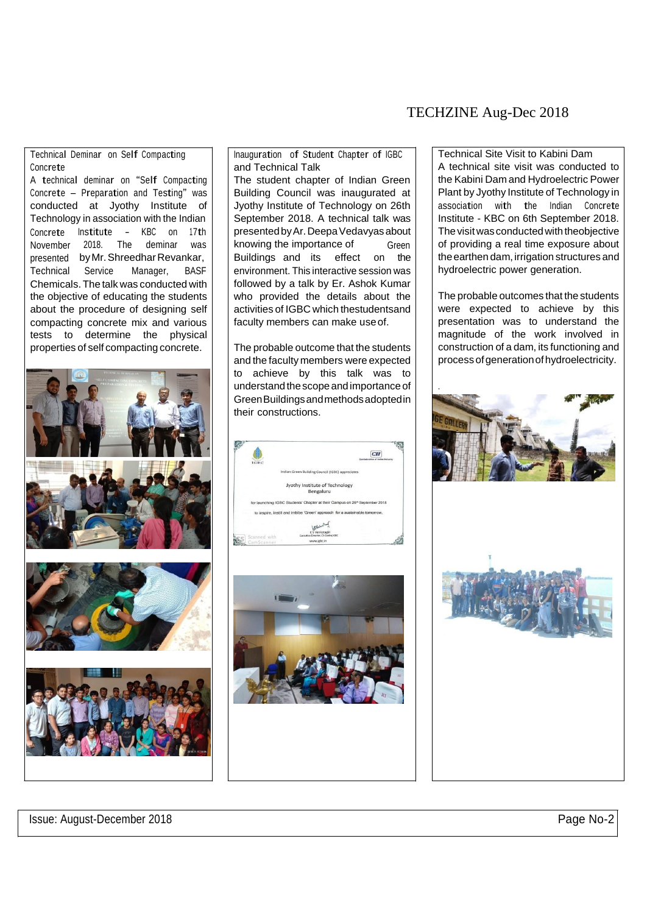## Technical Deminar on Self Compacting Concrete

A technical deminar on "Self Compacting Concrete – Preparation and Testing" was conducted at Jyothy Institute of Technology in association with the Indian Concrete Institute - KBC on 17th November 2018. The deminar was presented by Mr. Shreedhar Revankar, Technical Service Manager, BASF Chemicals. The talk was conducted with the objective of educating the students about the procedure of designing self compacting concrete mix and various tests to determine the physical properties of self compacting concrete.

## Inauguration of Student Chapter of IGBC and Technical Talk

The student chapter of Indian Green Building Council was inaugurated at Jyothy Institute of Technology on 26th September 2018. A technical talk was presented by Ar. Deepa Vedavyas about knowing the importance of Green Buildings and its effect on the environment. This interactive session was followed by a talk by Er. Ashok Kumar who provided the details about the activities of IGBC which the students and faculty members can make use of.

The probable outcome that the students and the faculty members were expected to achieve by this talk was to understand the scope and importance of Green Buildings and methods adopted in their constructions.

## Technical Site Visit to Kabini Dam

A technical site visit was conducted to the Kabini Dam and Hydroelectric Power Plant by Jyothy Institute of Technology in association with the Indian Concrete Institute - KBC on 6th September 2018. The visit was conducted with the objective of providing a real time exposure about the earthen dam, irrigation structures and hydroelectric power generation.

The probable outcomes that the students were expected to achieve by this presentation was to understand the magnitude of the work involved in construction of a dam, its functioning and process of generation of hydroelectricity.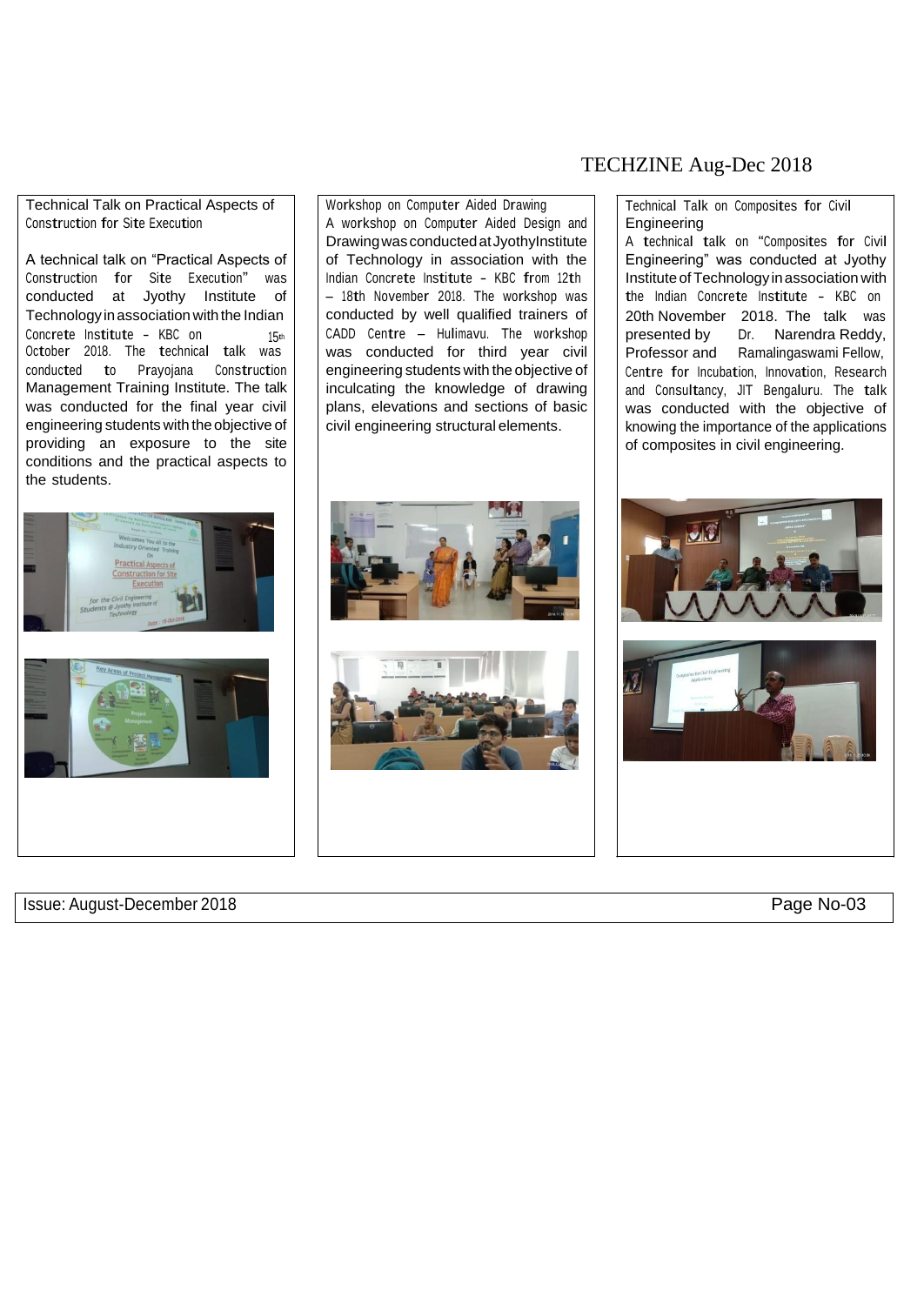### Technical Talk on Practical Aspects of Construction for Site Execution

A technical talk on "Practical Aspects of Construction for Site Execution" was conducted at Jyothy Institute of Technology in association with the Indian Concrete Institute - KBC on 15th October 2018. The technical talk was conducted to Prayojana Construction Management Training Institute. The talk was conducted for the final year civil engineering students with the objective of providing an exposure to the site conditions and the practical aspects to the students.

### Workshop on Computer Aided Drawing

A workshop on Computer Aided Design and Drawing was conducted at Jyothy Institute of Technology in association with the Indian Concrete Institute - KBC from 12th – 18th November 2018. The workshop was conducted by well qualified trainers of CADD Centre – Hulimavu. The workshop was conducted for third year civil engineering students with the objective of inculcating the knowledge of drawing plans, elevations and sections of basic civil engineering structural elements.

### Technical Talk on Composites for Civil Engineering

A technical talk on "Composites for Civil Engineering" was conducted at Jyothy Institute of Technology in association with the Indian Concrete Institute - KBC on 20th November 2018. The talk was presented by Dr. Narendra Reddy, Professor and Ramalingaswami Fellow, Centre for Incubation, Innovation, Research and Consultancy, JIT Bengaluru. The talk was conducted with the objective of knowing the importance of the applications of composites in civil engineering.